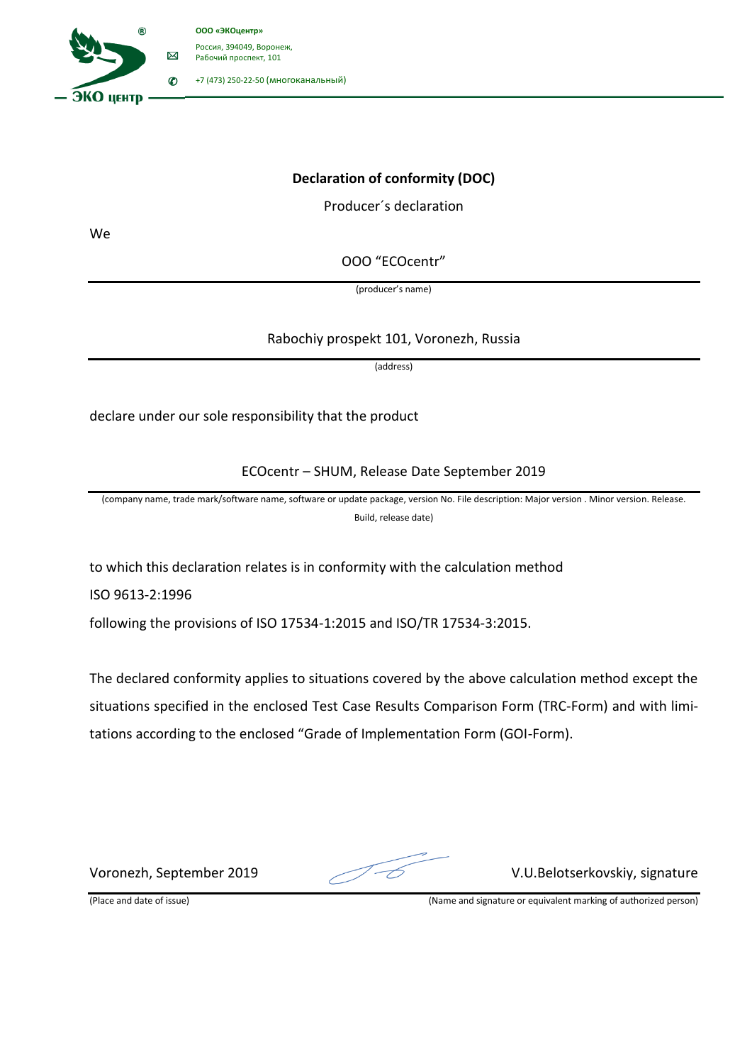ООО «ЭКОцентр»

Россия, 394049, Воронеж, Рабочий проспект, 101

+7 (473) 250-22-50 (многоканальный)

**Declaration of conformity (DOC)**

Producer´s declaration

We

OOO "ECOcentr"

(producer's name)

Rabochiy prospekt 101, Voronezh, Russia

(address)

declare under our sole responsibility that the product

ECOcentr – SHUM, Release Date September 2019

(company name, trade mark/software name, software or update package, version No. File description: Major version . Minor version. Release. Build, release date)

to which this declaration relates is in conformity with the calculation method

ISO 9613-2:1996

following the provisions of ISO 17534-1:2015 and ISO/TR 17534-3:2015.

The declared conformity applies to situations covered by the above calculation method except the situations specified in the enclosed Test Case Results Comparison Form (TRC-Form) and with limitations according to the enclosed "Grade of Implementation Form (GOI-Form).

Voronezh, September 2019 — V.U.Belotserkovskiy, signature

(Place and date of issue) — (Name and signature or equivalent marking of authorized person)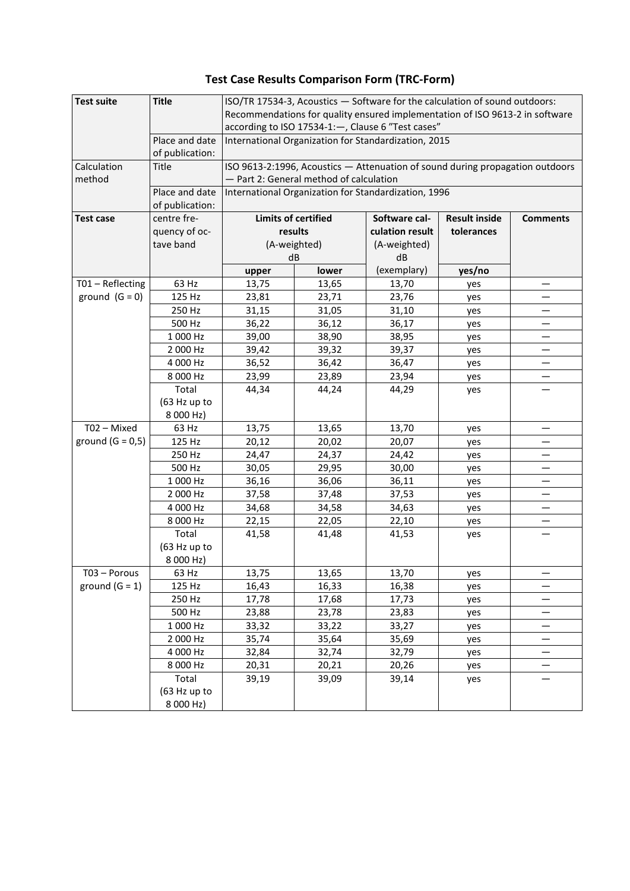## Test Case Results Comparison Form (TRC-Form)

| **Test suite** | **Title** | ISO/TR 17534-3, Acoustics — Software for the calculation of sound outdoors: Recommendations for quality ensured implementation of ISO 9613-2 in software according to ISO 17534-1:—, Clause 6 "Test cases" | | | | |
|---|---|---|---|---|---|---|
| | Place and date of publication: | International Organization for Standardization, 2015 | | | | |
| Calculation method | Title | ISO 9613-2:1996, Acoustics — Attenuation of sound during propagation outdoors — Part 2: General method of calculation | | | | |
| | Place and date of publication: | International Organization for Standardization, 1996 | | | | |
| **Test case** | centre frequency of octave band | **Limits of certified results** (A-weighted) dB | | **Software calculation result** (A-weighted) dB (exemplary) | **Result inside tolerances** | **Comments** |
| | | **upper** | **lower** | | **yes/no** | |
| T01 – Reflecting ground (G = 0) | 63 Hz | 13,75 | 13,65 | 13,70 | yes | — |
| | 125 Hz | 23,81 | 23,71 | 23,76 | yes | — |
| | 250 Hz | 31,15 | 31,05 | 31,10 | yes | — |
| | 500 Hz | 36,22 | 36,12 | 36,17 | yes | — |
| | 1 000 Hz | 39,00 | 38,90 | 38,95 | yes | — |
| | 2 000 Hz | 39,42 | 39,32 | 39,37 | yes | — |
| | 4 000 Hz | 36,52 | 36,42 | 36,47 | yes | — |
| | 8 000 Hz | 23,99 | 23,89 | 23,94 | yes | — |
| | Total (63 Hz up to 8 000 Hz) | 44,34 | 44,24 | 44,29 | yes | — |
| T02 – Mixed ground (G = 0,5) | 63 Hz | 13,75 | 13,65 | 13,70 | yes | — |
| | 125 Hz | 20,12 | 20,02 | 20,07 | yes | — |
| | 250 Hz | 24,47 | 24,37 | 24,42 | yes | — |
| | 500 Hz | 30,05 | 29,95 | 30,00 | yes | — |
| | 1 000 Hz | 36,16 | 36,06 | 36,11 | yes | — |
| | 2 000 Hz | 37,58 | 37,48 | 37,53 | yes | — |
| | 4 000 Hz | 34,68 | 34,58 | 34,63 | yes | — |
| | 8 000 Hz | 22,15 | 22,05 | 22,10 | yes | — |
| | Total (63 Hz up to 8 000 Hz) | 41,58 | 41,48 | 41,53 | yes | — |
| T03 – Porous ground (G = 1) | 63 Hz | 13,75 | 13,65 | 13,70 | yes | — |
| | 125 Hz | 16,43 | 16,33 | 16,38 | yes | — |
| | 250 Hz | 17,78 | 17,68 | 17,73 | yes | — |
| | 500 Hz | 23,88 | 23,78 | 23,83 | yes | — |
| | 1 000 Hz | 33,32 | 33,22 | 33,27 | yes | — |
| | 2 000 Hz | 35,74 | 35,64 | 35,69 | yes | — |
| | 4 000 Hz | 32,84 | 32,74 | 32,79 | yes | — |
| | 8 000 Hz | 20,31 | 20,21 | 20,26 | yes | — |
| | Total (63 Hz up to 8 000 Hz) | 39,19 | 39,09 | 39,14 | yes | — |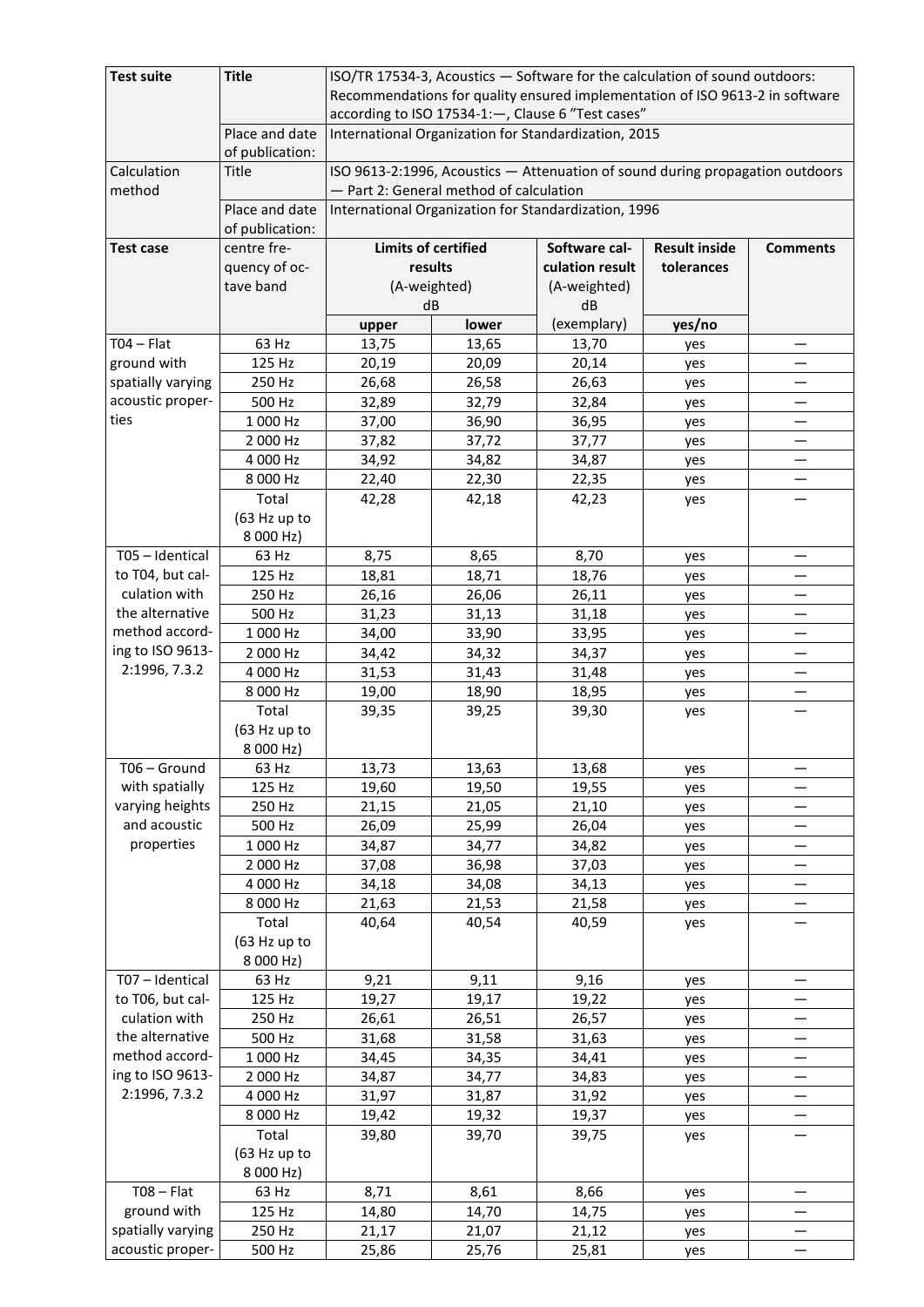| Test suite | Title | ISO/TR 17534-3, Acoustics — Software for the calculation of sound outdoors: Recommendations for quality ensured implementation of ISO 9613-2 in software according to ISO 17534-1:—, Clause 6 "Test cases" | | | | |
|---|---|---|---|---|---|---|
| | Place and date of publication: | International Organization for Standardization, 2015 | | | | |
| Calculation method | Title | ISO 9613-2:1996, Acoustics — Attenuation of sound during propagation outdoors — Part 2: General method of calculation | | | | |
| | Place and date of publication: | International Organization for Standardization, 1996 | | | | |
| **Test case** | centre frequency of octave band | **Limits of certified results** (A-weighted) dB | | **Software calculation result** (A-weighted) dB | **Result inside tolerances** | **Comments** |
| | | **upper** | **lower** | (exemplary) | **yes/no** | |
| T04 – Flat ground with spatially varying acoustic properties | 63 Hz | 13,75 | 13,65 | 13,70 | yes | — |
| | 125 Hz | 20,19 | 20,09 | 20,14 | yes | — |
| | 250 Hz | 26,68 | 26,58 | 26,63 | yes | — |
| | 500 Hz | 32,89 | 32,79 | 32,84 | yes | — |
| | 1 000 Hz | 37,00 | 36,90 | 36,95 | yes | — |
| | 2 000 Hz | 37,82 | 37,72 | 37,77 | yes | — |
| | 4 000 Hz | 34,92 | 34,82 | 34,87 | yes | — |
| | 8 000 Hz | 22,40 | 22,30 | 22,35 | yes | — |
| | Total (63 Hz up to 8 000 Hz) | 42,28 | 42,18 | 42,23 | yes | — |
| T05 – Identical to T04, but calculation with the alternative method according to ISO 9613-2:1996, 7.3.2 | 63 Hz | 8,75 | 8,65 | 8,70 | yes | — |
| | 125 Hz | 18,81 | 18,71 | 18,76 | yes | — |
| | 250 Hz | 26,16 | 26,06 | 26,11 | yes | — |
| | 500 Hz | 31,23 | 31,13 | 31,18 | yes | — |
| | 1 000 Hz | 34,00 | 33,90 | 33,95 | yes | — |
| | 2 000 Hz | 34,42 | 34,32 | 34,37 | yes | — |
| | 4 000 Hz | 31,53 | 31,43 | 31,48 | yes | — |
| | 8 000 Hz | 19,00 | 18,90 | 18,95 | yes | — |
| | Total (63 Hz up to 8 000 Hz) | 39,35 | 39,25 | 39,30 | yes | — |
| T06 – Ground with spatially varying heights and acoustic properties | 63 Hz | 13,73 | 13,63 | 13,68 | yes | — |
| | 125 Hz | 19,60 | 19,50 | 19,55 | yes | — |
| | 250 Hz | 21,15 | 21,05 | 21,10 | yes | — |
| | 500 Hz | 26,09 | 25,99 | 26,04 | yes | — |
| | 1 000 Hz | 34,87 | 34,77 | 34,82 | yes | — |
| | 2 000 Hz | 37,08 | 36,98 | 37,03 | yes | — |
| | 4 000 Hz | 34,18 | 34,08 | 34,13 | yes | — |
| | 8 000 Hz | 21,63 | 21,53 | 21,58 | yes | — |
| | Total (63 Hz up to 8 000 Hz) | 40,64 | 40,54 | 40,59 | yes | — |
| T07 – Identical to T06, but calculation with the alternative method according to ISO 9613-2:1996, 7.3.2 | 63 Hz | 9,21 | 9,11 | 9,16 | yes | — |
| | 125 Hz | 19,27 | 19,17 | 19,22 | yes | — |
| | 250 Hz | 26,61 | 26,51 | 26,57 | yes | — |
| | 500 Hz | 31,68 | 31,58 | 31,63 | yes | — |
| | 1 000 Hz | 34,45 | 34,35 | 34,41 | yes | — |
| | 2 000 Hz | 34,87 | 34,77 | 34,83 | yes | — |
| | 4 000 Hz | 31,97 | 31,87 | 31,92 | yes | — |
| | 8 000 Hz | 19,42 | 19,32 | 19,37 | yes | — |
| | Total (63 Hz up to 8 000 Hz) | 39,80 | 39,70 | 39,75 | yes | — |
| T08 – Flat ground with spatially varying acoustic proper- | 63 Hz | 8,71 | 8,61 | 8,66 | yes | — |
| | 125 Hz | 14,80 | 14,70 | 14,75 | yes | — |
| | 250 Hz | 21,17 | 21,07 | 21,12 | yes | — |
| | 500 Hz | 25,86 | 25,76 | 25,81 | yes | — |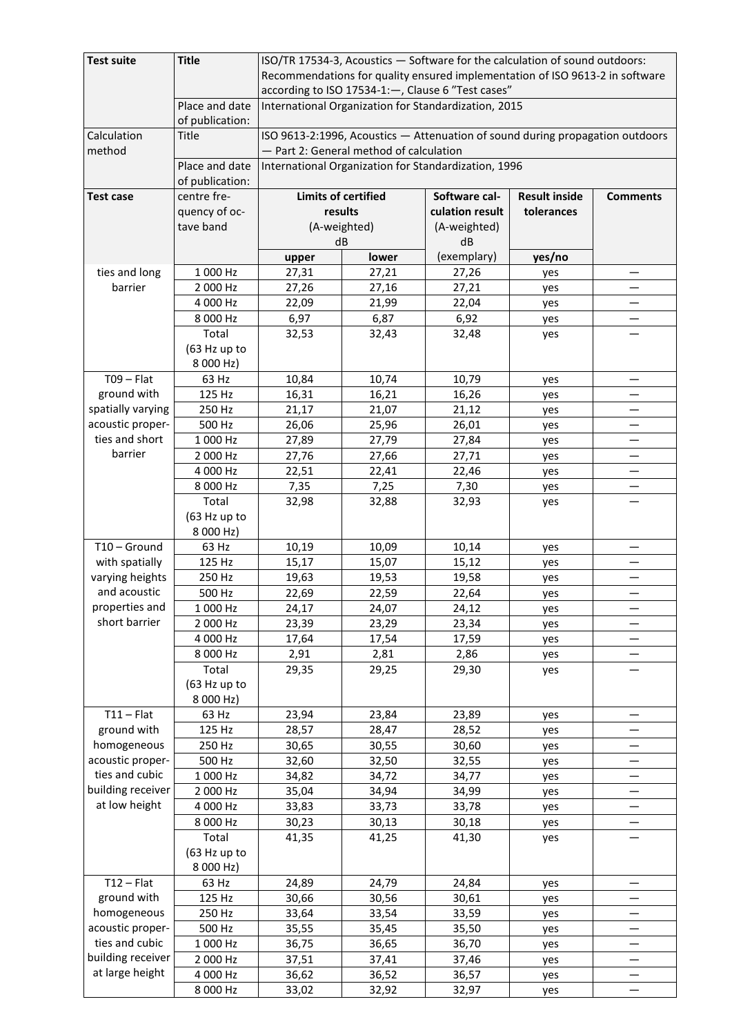| Test suite | Title | ISO/TR 17534-3, Acoustics — Software for the calculation of sound outdoors: Recommendations for quality ensured implementation of ISO 9613-2 in software according to ISO 17534-1:—, Clause 6 "Test cases" | | | | |
|---|---|---|---|---|---|---|
| | Place and date of publication: | International Organization for Standardization, 2015 | | | | |
| Calculation method | Title | ISO 9613-2:1996, Acoustics — Attenuation of sound during propagation outdoors — Part 2: General method of calculation | | | | |
| | Place and date of publication: | International Organization for Standardization, 1996 | | | | |
| **Test case** | centre frequency of octave band | **Limits of certified results** (A-weighted) dB | | Software calculation result (A-weighted) dB | **Result inside tolerances** | **Comments** |
| | | **upper** | **lower** | (exemplary) | **yes/no** | |
| ties and long barrier | 1 000 Hz | 27,31 | 27,21 | 27,26 | yes | — |
| | 2 000 Hz | 27,26 | 27,16 | 27,21 | yes | — |
| | 4 000 Hz | 22,09 | 21,99 | 22,04 | yes | — |
| | 8 000 Hz | 6,97 | 6,87 | 6,92 | yes | — |
| | Total (63 Hz up to 8 000 Hz) | 32,53 | 32,43 | 32,48 | yes | — |
| T09 – Flat ground with spatially varying acoustic properties and short barrier | 63 Hz | 10,84 | 10,74 | 10,79 | yes | — |
| | 125 Hz | 16,31 | 16,21 | 16,26 | yes | — |
| | 250 Hz | 21,17 | 21,07 | 21,12 | yes | — |
| | 500 Hz | 26,06 | 25,96 | 26,01 | yes | — |
| | 1 000 Hz | 27,89 | 27,79 | 27,84 | yes | — |
| | 2 000 Hz | 27,76 | 27,66 | 27,71 | yes | — |
| | 4 000 Hz | 22,51 | 22,41 | 22,46 | yes | — |
| | 8 000 Hz | 7,35 | 7,25 | 7,30 | yes | — |
| | Total (63 Hz up to 8 000 Hz) | 32,98 | 32,88 | 32,93 | yes | — |
| T10 – Ground with spatially varying heights and acoustic properties and short barrier | 63 Hz | 10,19 | 10,09 | 10,14 | yes | — |
| | 125 Hz | 15,17 | 15,07 | 15,12 | yes | — |
| | 250 Hz | 19,63 | 19,53 | 19,58 | yes | — |
| | 500 Hz | 22,69 | 22,59 | 22,64 | yes | — |
| | 1 000 Hz | 24,17 | 24,07 | 24,12 | yes | — |
| | 2 000 Hz | 23,39 | 23,29 | 23,34 | yes | — |
| | 4 000 Hz | 17,64 | 17,54 | 17,59 | yes | — |
| | 8 000 Hz | 2,91 | 2,81 | 2,86 | yes | — |
| | Total (63 Hz up to 8 000 Hz) | 29,35 | 29,25 | 29,30 | yes | — |
| T11 – Flat ground with homogeneous acoustic properties and cubic building receiver at low height | 63 Hz | 23,94 | 23,84 | 23,89 | yes | — |
| | 125 Hz | 28,57 | 28,47 | 28,52 | yes | — |
| | 250 Hz | 30,65 | 30,55 | 30,60 | yes | — |
| | 500 Hz | 32,60 | 32,50 | 32,55 | yes | — |
| | 1 000 Hz | 34,82 | 34,72 | 34,77 | yes | — |
| | 2 000 Hz | 35,04 | 34,94 | 34,99 | yes | — |
| | 4 000 Hz | 33,83 | 33,73 | 33,78 | yes | — |
| | 8 000 Hz | 30,23 | 30,13 | 30,18 | yes | — |
| | Total (63 Hz up to 8 000 Hz) | 41,35 | 41,25 | 41,30 | yes | — |
| T12 – Flat ground with homogeneous acoustic properties and cubic building receiver at large height | 63 Hz | 24,89 | 24,79 | 24,84 | yes | — |
| | 125 Hz | 30,66 | 30,56 | 30,61 | yes | — |
| | 250 Hz | 33,64 | 33,54 | 33,59 | yes | — |
| | 500 Hz | 35,55 | 35,45 | 35,50 | yes | — |
| | 1 000 Hz | 36,75 | 36,65 | 36,70 | yes | — |
| | 2 000 Hz | 37,51 | 37,41 | 37,46 | yes | — |
| | 4 000 Hz | 36,62 | 36,52 | 36,57 | yes | — |
| | 8 000 Hz | 33,02 | 32,92 | 32,97 | yes | — |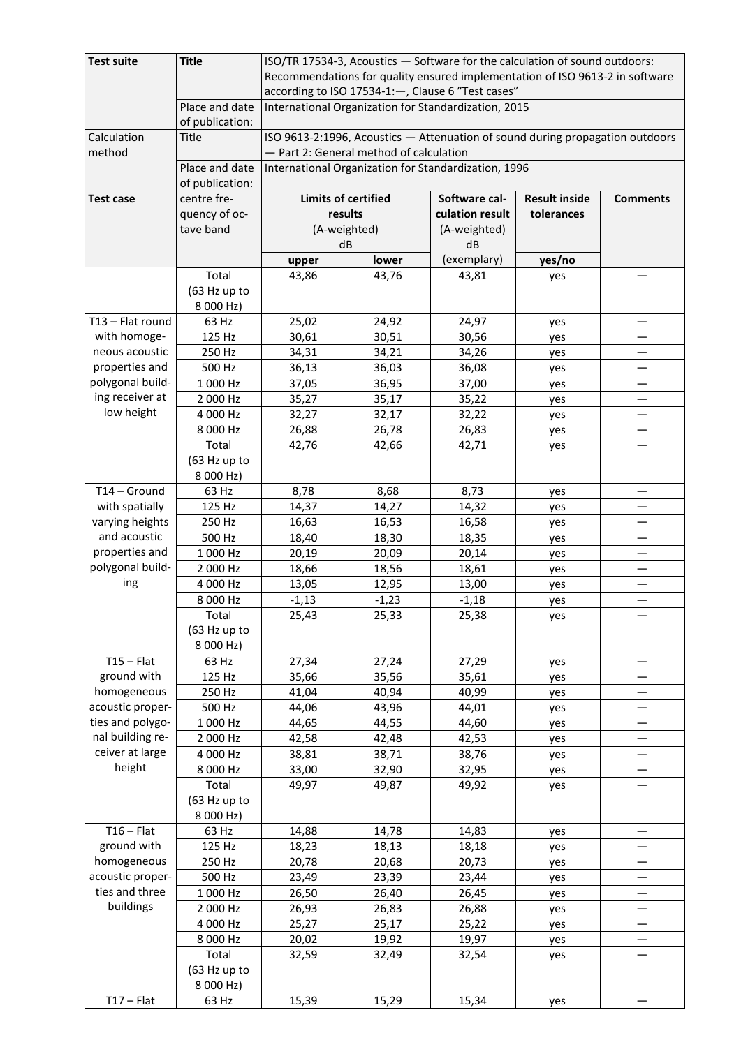| Test suite | Title | ISO/TR 17534-3, Acoustics — Software for the calculation of sound outdoors: Recommendations for quality ensured implementation of ISO 9613-2 in software according to ISO 17534-1:—, Clause 6 "Test cases" | | | | |
|---|---|---|---|---|---|---|
| | Place and date of publication: | International Organization for Standardization, 2015 | | | | |
| Calculation method | Title | ISO 9613-2:1996, Acoustics — Attenuation of sound during propagation outdoors — Part 2: General method of calculation | | | | |
| | Place and date of publication: | International Organization for Standardization, 1996 | | | | |
| **Test case** | centre frequency of octave band | **Limits of certified results (A-weighted) dB** | | **Software calculation result (A-weighted) dB** | **Result inside tolerances** | **Comments** |
| | | **upper** | **lower** | (exemplary) | **yes/no** | |
| | Total (63 Hz up to 8 000 Hz) | 43,86 | 43,76 | 43,81 | yes | — |
| T13 – Flat round with homogeneous acoustic properties and polygonal building receiver at low height | 63 Hz | 25,02 | 24,92 | 24,97 | yes | — |
| | 125 Hz | 30,61 | 30,51 | 30,56 | yes | — |
| | 250 Hz | 34,31 | 34,21 | 34,26 | yes | — |
| | 500 Hz | 36,13 | 36,03 | 36,08 | yes | — |
| | 1 000 Hz | 37,05 | 36,95 | 37,00 | yes | — |
| | 2 000 Hz | 35,27 | 35,17 | 35,22 | yes | — |
| | 4 000 Hz | 32,27 | 32,17 | 32,22 | yes | — |
| | 8 000 Hz | 26,88 | 26,78 | 26,83 | yes | — |
| | Total (63 Hz up to 8 000 Hz) | 42,76 | 42,66 | 42,71 | yes | — |
| T14 – Ground with spatially varying heights and acoustic properties and polygonal building | 63 Hz | 8,78 | 8,68 | 8,73 | yes | — |
| | 125 Hz | 14,37 | 14,27 | 14,32 | yes | — |
| | 250 Hz | 16,63 | 16,53 | 16,58 | yes | — |
| | 500 Hz | 18,40 | 18,30 | 18,35 | yes | — |
| | 1 000 Hz | 20,19 | 20,09 | 20,14 | yes | — |
| | 2 000 Hz | 18,66 | 18,56 | 18,61 | yes | — |
| | 4 000 Hz | 13,05 | 12,95 | 13,00 | yes | — |
| | 8 000 Hz | -1,13 | -1,23 | -1,18 | yes | — |
| | Total (63 Hz up to 8 000 Hz) | 25,43 | 25,33 | 25,38 | yes | — |
| T15 – Flat ground with homogeneous acoustic properties and polygonal building receiver at large height | 63 Hz | 27,34 | 27,24 | 27,29 | yes | — |
| | 125 Hz | 35,66 | 35,56 | 35,61 | yes | — |
| | 250 Hz | 41,04 | 40,94 | 40,99 | yes | — |
| | 500 Hz | 44,06 | 43,96 | 44,01 | yes | — |
| | 1 000 Hz | 44,65 | 44,55 | 44,60 | yes | — |
| | 2 000 Hz | 42,58 | 42,48 | 42,53 | yes | — |
| | 4 000 Hz | 38,81 | 38,71 | 38,76 | yes | — |
| | 8 000 Hz | 33,00 | 32,90 | 32,95 | yes | — |
| | Total (63 Hz up to 8 000 Hz) | 49,97 | 49,87 | 49,92 | yes | — |
| T16 – Flat ground with homogeneous acoustic properties and three buildings | 63 Hz | 14,88 | 14,78 | 14,83 | yes | — |
| | 125 Hz | 18,23 | 18,13 | 18,18 | yes | — |
| | 250 Hz | 20,78 | 20,68 | 20,73 | yes | — |
| | 500 Hz | 23,49 | 23,39 | 23,44 | yes | — |
| | 1 000 Hz | 26,50 | 26,40 | 26,45 | yes | — |
| | 2 000 Hz | 26,93 | 26,83 | 26,88 | yes | — |
| | 4 000 Hz | 25,27 | 25,17 | 25,22 | yes | — |
| | 8 000 Hz | 20,02 | 19,92 | 19,97 | yes | — |
| | Total (63 Hz up to 8 000 Hz) | 32,59 | 32,49 | 32,54 | yes | — |
| T17 – Flat | 63 Hz | 15,39 | 15,29 | 15,34 | yes | — |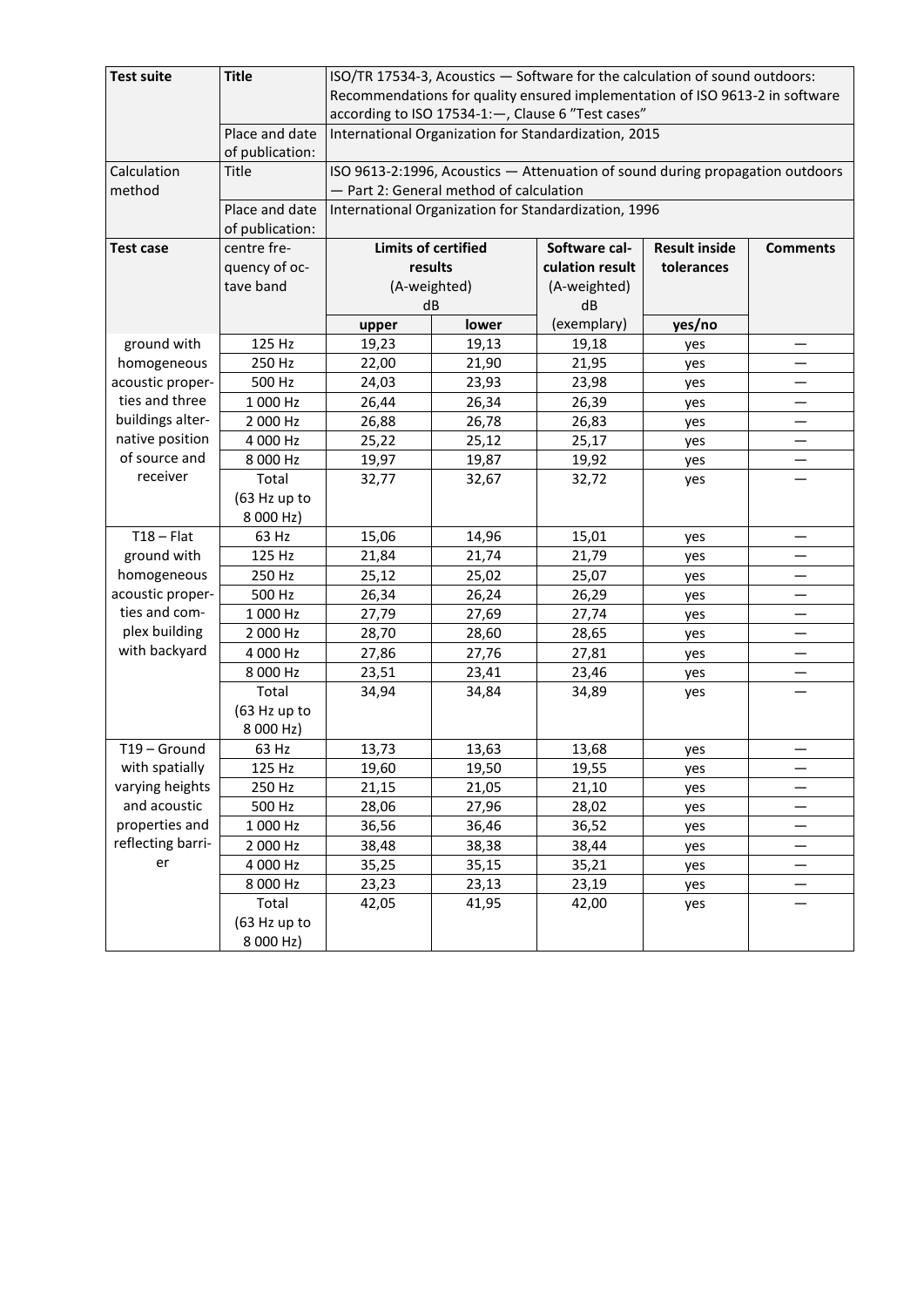| Test suite | Title | ISO/TR 17534-3, Acoustics — Software for the calculation of sound outdoors: Recommendations for quality ensured implementation of ISO 9613-2 in software according to ISO 17534-1:—, Clause 6 "Test cases" | | | | |
|---|---|---|---|---|---|---|
| | Place and date of publication: | International Organization for Standardization, 2015 | | | | |
| Calculation method | Title | ISO 9613-2:1996, Acoustics — Attenuation of sound during propagation outdoors — Part 2: General method of calculation | | | | |
| | Place and date of publication: | International Organization for Standardization, 1996 | | | | |
| **Test case** | centre frequency of octave band | **Limits of certified results** (A-weighted) dB | | **Software calculation result** (A-weighted) dB | **Result inside tolerances** | **Comments** |
| | | **upper** | **lower** | (exemplary) | **yes/no** | |
| ground with homogeneous acoustic properties and three buildings alternative position of source and receiver | 125 Hz | 19,23 | 19,13 | 19,18 | yes | — |
| | 250 Hz | 22,00 | 21,90 | 21,95 | yes | — |
| | 500 Hz | 24,03 | 23,93 | 23,98 | yes | — |
| | 1 000 Hz | 26,44 | 26,34 | 26,39 | yes | — |
| | 2 000 Hz | 26,88 | 26,78 | 26,83 | yes | — |
| | 4 000 Hz | 25,22 | 25,12 | 25,17 | yes | — |
| | 8 000 Hz | 19,97 | 19,87 | 19,92 | yes | — |
| | Total (63 Hz up to 8 000 Hz) | 32,77 | 32,67 | 32,72 | yes | — |
| T18 – Flat ground with homogeneous acoustic properties and complex building with backyard | 63 Hz | 15,06 | 14,96 | 15,01 | yes | — |
| | 125 Hz | 21,84 | 21,74 | 21,79 | yes | — |
| | 250 Hz | 25,12 | 25,02 | 25,07 | yes | — |
| | 500 Hz | 26,34 | 26,24 | 26,29 | yes | — |
| | 1 000 Hz | 27,79 | 27,69 | 27,74 | yes | — |
| | 2 000 Hz | 28,70 | 28,60 | 28,65 | yes | — |
| | 4 000 Hz | 27,86 | 27,76 | 27,81 | yes | — |
| | 8 000 Hz | 23,51 | 23,41 | 23,46 | yes | — |
| | Total (63 Hz up to 8 000 Hz) | 34,94 | 34,84 | 34,89 | yes | — |
| T19 – Ground with spatially varying heights and acoustic properties and reflecting barrier | 63 Hz | 13,73 | 13,63 | 13,68 | yes | — |
| | 125 Hz | 19,60 | 19,50 | 19,55 | yes | — |
| | 250 Hz | 21,15 | 21,05 | 21,10 | yes | — |
| | 500 Hz | 28,06 | 27,96 | 28,02 | yes | — |
| | 1 000 Hz | 36,56 | 36,46 | 36,52 | yes | — |
| | 2 000 Hz | 38,48 | 38,38 | 38,44 | yes | — |
| | 4 000 Hz | 35,25 | 35,15 | 35,21 | yes | — |
| | 8 000 Hz | 23,23 | 23,13 | 23,19 | yes | — |
| | Total (63 Hz up to 8 000 Hz) | 42,05 | 41,95 | 42,00 | yes | — |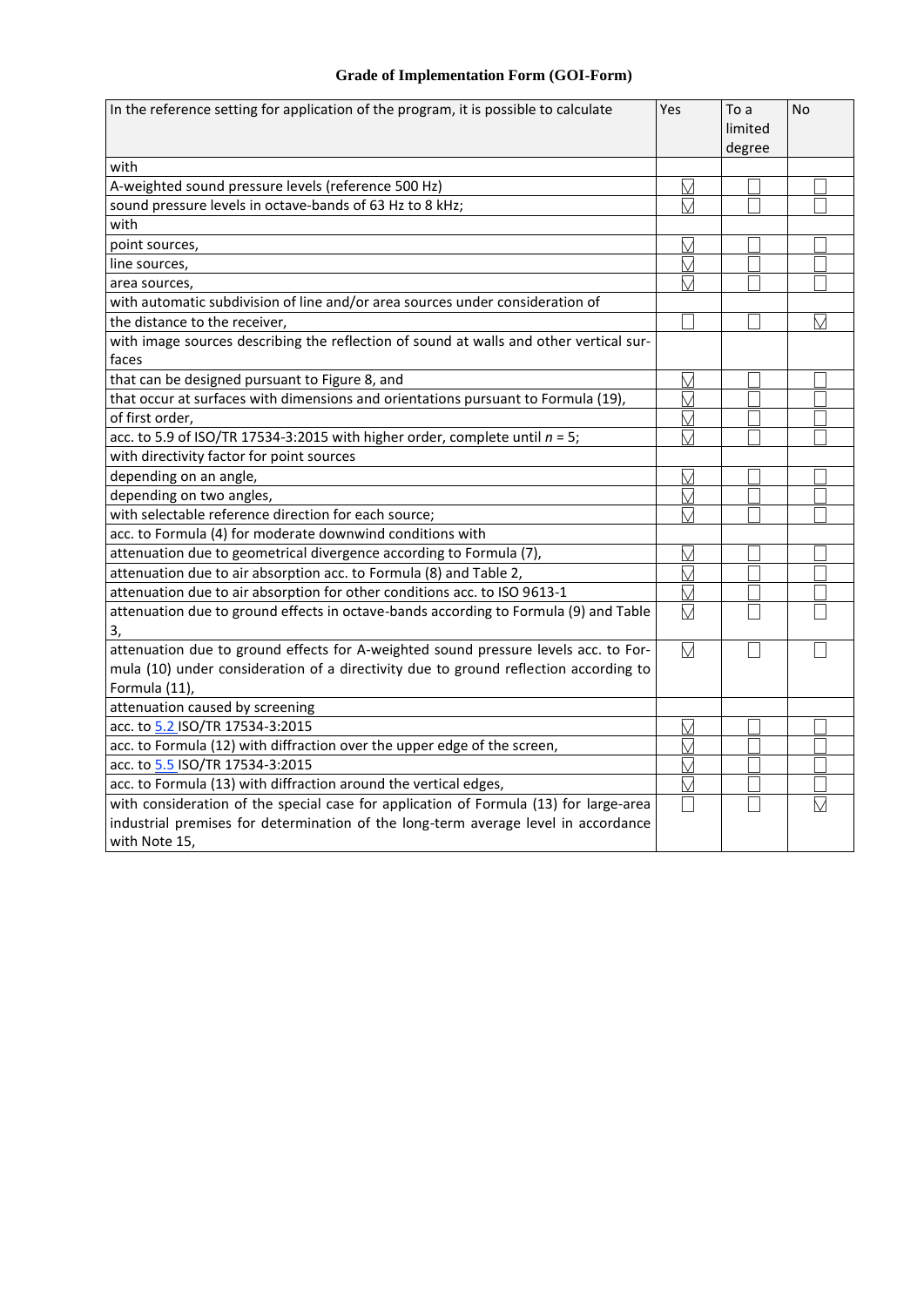# Grade of Implementation Form (GOI-Form)

| In the reference setting for application of the program, it is possible to calculate | Yes | To a limited degree | No |
|---|---|---|---|
| with | | | |
| A-weighted sound pressure levels (reference 500 Hz) | ☒ | ☐ | ☐ |
| sound pressure levels in octave-bands of 63 Hz to 8 kHz; | ☒ | ☐ | ☐ |
| with | | | |
| point sources, | ☒ | ☐ | ☐ |
| line sources, | ☒ | ☐ | ☐ |
| area sources, | ☒ | ☐ | ☐ |
| with automatic subdivision of line and/or area sources under consideration of | | | |
| the distance to the receiver, | ☐ | ☐ | ☒ |
| with image sources describing the reflection of sound at walls and other vertical surfaces | | | |
| that can be designed pursuant to Figure 8, and | ☒ | ☐ | ☐ |
| that occur at surfaces with dimensions and orientations pursuant to Formula (19), | ☒ | ☐ | ☐ |
| of first order, | ☒ | ☐ | ☐ |
| acc. to 5.9 of ISO/TR 17534-3:2015 with higher order, complete until $n$ = 5; | ☒ | ☐ | ☐ |
| with directivity factor for point sources | | | |
| depending on an angle, | ☒ | ☐ | ☐ |
| depending on two angles, | ☒ | ☐ | ☐ |
| with selectable reference direction for each source; | ☒ | ☐ | ☐ |
| acc. to Formula (4) for moderate downwind conditions with | | | |
| attenuation due to geometrical divergence according to Formula (7), | ☒ | ☐ | ☐ |
| attenuation due to air absorption acc. to Formula (8) and Table 2, | ☒ | ☐ | ☐ |
| attenuation due to air absorption for other conditions acc. to ISO 9613-1 | ☒ | ☐ | ☐ |
| attenuation due to ground effects in octave-bands according to Formula (9) and Table 3, | ☒ | ☐ | ☐ |
| attenuation due to ground effects for A-weighted sound pressure levels acc. to Formula (10) under consideration of a directivity due to ground reflection according to Formula (11), | ☒ | ☐ | ☐ |
| attenuation caused by screening | | | |
| acc. to 5.2 ISO/TR 17534-3:2015 | ☒ | ☐ | ☐ |
| acc. to Formula (12) with diffraction over the upper edge of the screen, | ☒ | ☐ | ☐ |
| acc. to 5.5 ISO/TR 17534-3:2015 | ☒ | ☐ | ☐ |
| acc. to Formula (13) with diffraction around the vertical edges, | ☒ | ☐ | ☐ |
| with consideration of the special case for application of Formula (13) for large-area industrial premises for determination of the long-term average level in accordance with Note 15, | ☐ | ☐ | ☒ |